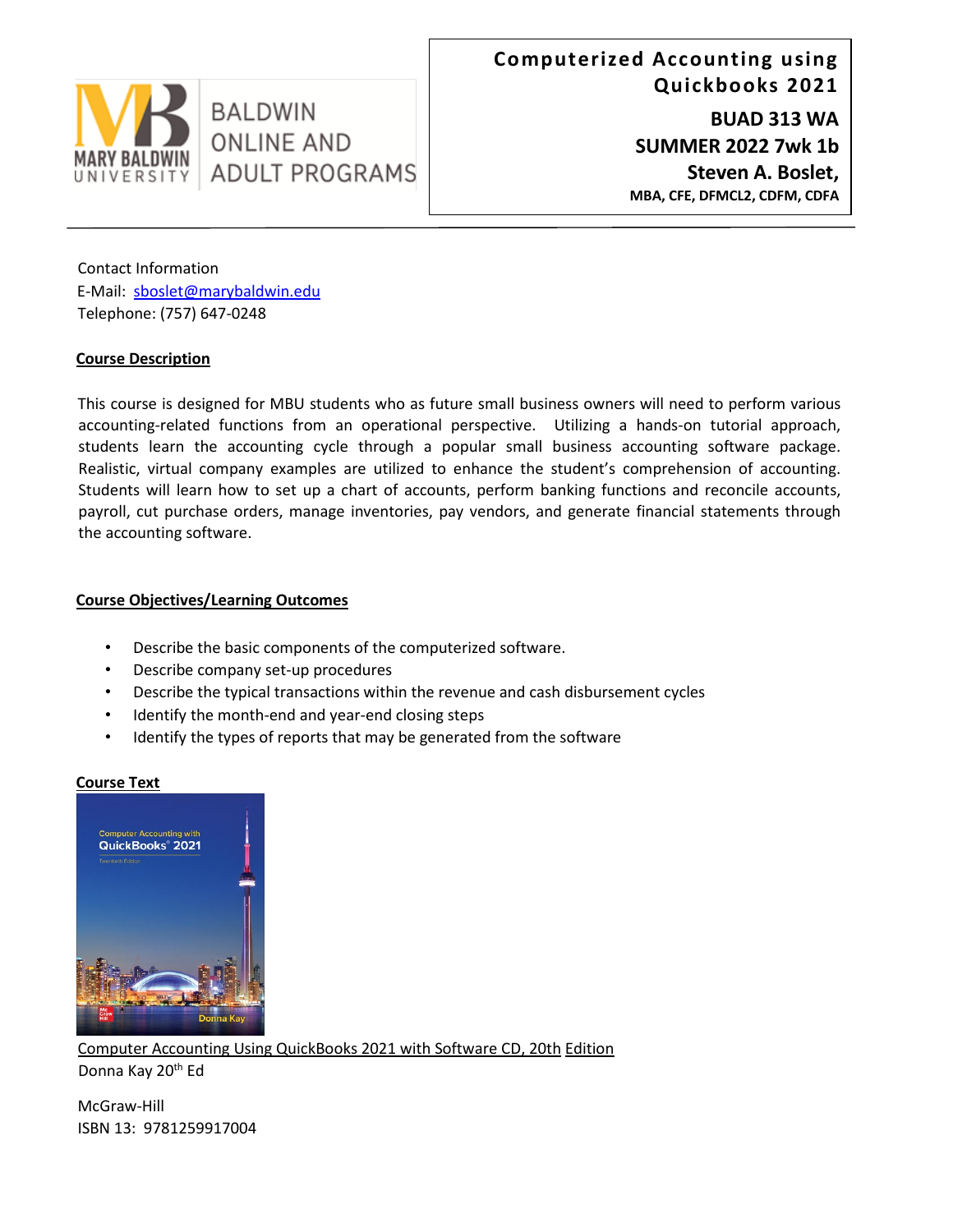MARY BALDWIN UNIVERSITY

BALDWIN ONLINE AND ADULT PROGRAMS

**Computerized Accounting using Quickbooks 2021**

**BUAD 313 WA**

**SUMMER 2022 7wk 1b**

**Steven A. Boslet,**

**MBA, CFE, DFMCL2, CDFM, CDFA**

Contact Information
E-Mail: sboslet@marybaldwin.edu
Telephone: (757) 647-0248

## Course Description

This course is designed for MBU students who as future small business owners will need to perform various accounting-related functions from an operational perspective. Utilizing a hands-on tutorial approach, students learn the accounting cycle through a popular small business accounting software package. Realistic, virtual company examples are utilized to enhance the student's comprehension of accounting. Students will learn how to set up a chart of accounts, perform banking functions and reconcile accounts, payroll, cut purchase orders, manage inventories, pay vendors, and generate financial statements through the accounting software.

## Course Objectives/Learning Outcomes

- Describe the basic components of the computerized software.
- Describe company set-up procedures
- Describe the typical transactions within the revenue and cash disbursement cycles
- Identify the month-end and year-end closing steps
- Identify the types of reports that may be generated from the software

## Course Text

Computer Accounting Using QuickBooks 2021 with Software CD, 20th Edition
Donna Kay 20th Ed

McGraw-Hill
ISBN 13: 9781259917004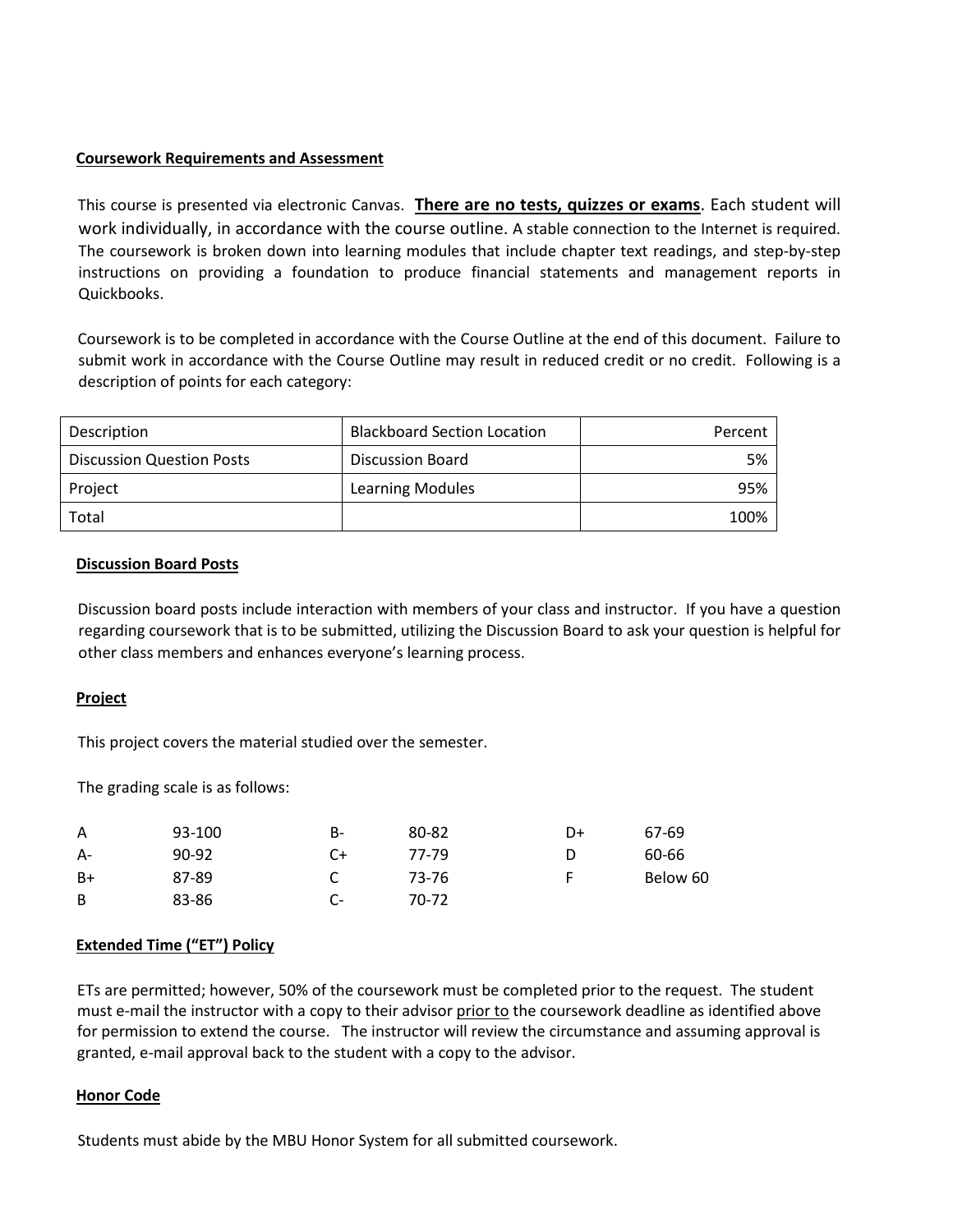## Coursework Requirements and Assessment

This course is presented via electronic Canvas. **There are no tests, quizzes or exams**. Each student will work individually, in accordance with the course outline. A stable connection to the Internet is required. The coursework is broken down into learning modules that include chapter text readings, and step-by-step instructions on providing a foundation to produce financial statements and management reports in Quickbooks.

Coursework is to be completed in accordance with the Course Outline at the end of this document. Failure to submit work in accordance with the Course Outline may result in reduced credit or no credit. Following is a description of points for each category:

| Description | Blackboard Section Location | Percent |
|---|---|---:|
| Discussion Question Posts | Discussion Board | 5% |
| Project | Learning Modules | 95% |
| Total | | 100% |

## Discussion Board Posts

Discussion board posts include interaction with members of your class and instructor. If you have a question regarding coursework that is to be submitted, utilizing the Discussion Board to ask your question is helpful for other class members and enhances everyone's learning process.

## Project

This project covers the material studied over the semester.

The grading scale is as follows:

| | | | | | |
|---|---|---|---|---|---|
| A | 93-100 | B- | 80-82 | D+ | 67-69 |
| A- | 90-92 | C+ | 77-79 | D | 60-66 |
| B+ | 87-89 | C | 73-76 | F | Below 60 |
| B | 83-86 | C- | 70-72 | | |

## Extended Time ("ET") Policy

ETs are permitted; however, 50% of the coursework must be completed prior to the request. The student must e-mail the instructor with a copy to their advisor prior to the coursework deadline as identified above for permission to extend the course. The instructor will review the circumstance and assuming approval is granted, e-mail approval back to the student with a copy to the advisor.

## Honor Code

Students must abide by the MBU Honor System for all submitted coursework.